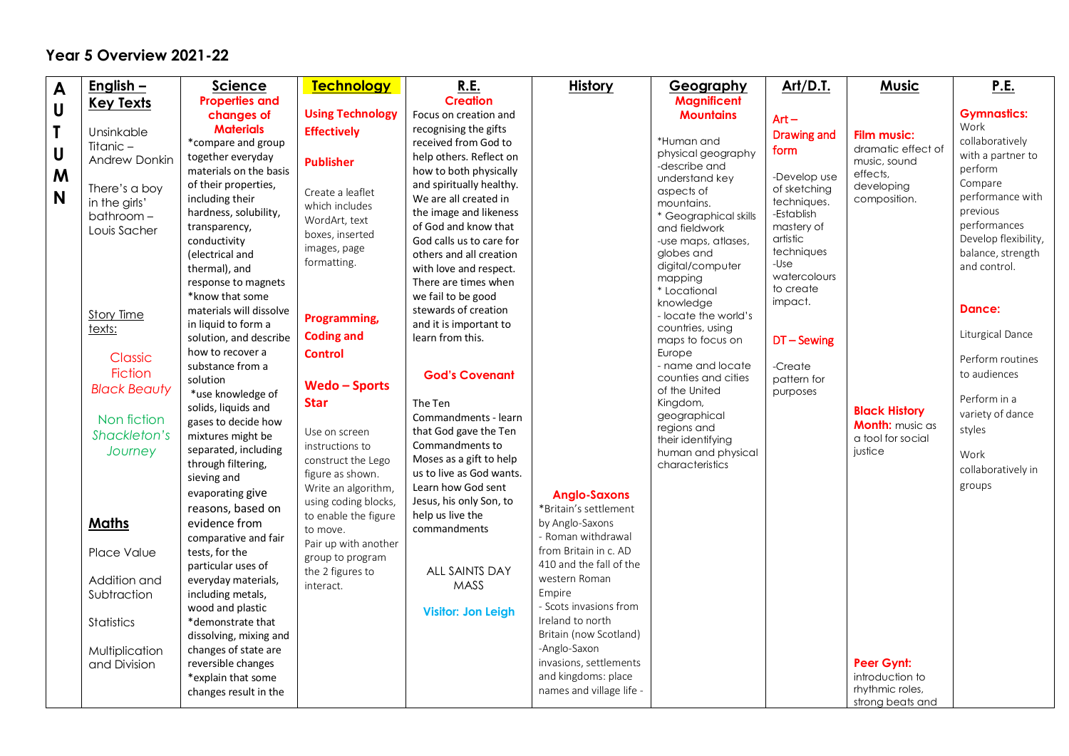# Year 5 Overview 2021-22

| AUTUMN | English – Key Texts | Science | Technology | R.E. | History | Geography | Art/D.T. | Music | P.E. |
|---|---|---|---|---|---|---|---|---|---|
| | Unsinkable Titanic – Andrew Donkin<br><br>There's a boy in the girls' bathroom – Louis Sacher<br><br>Story Time texts:<br><br>Classic Fiction<br>*Black Beauty*<br><br>Non fiction<br>*Shackleton's Journey*<br><br>**Maths**<br><br>Place Value<br><br>Addition and Subtraction<br><br>Statistics<br><br>Multiplication and Division | **Properties and changes of Materials**<br>*compare and group together everyday materials on the basis of their properties, including their hardness, solubility, transparency, conductivity (electrical and thermal), and response to magnets<br>*know that some materials will dissolve in liquid to form a solution, and describe how to recover a substance from a solution<br>*use knowledge of solids, liquids and gases to decide how mixtures might be separated, including through filtering, sieving and evaporating give reasons, based on evidence from comparative and fair tests, for the particular uses of everyday materials, including metals, wood and plastic<br>*demonstrate that dissolving, mixing and changes of state are reversible changes<br>*explain that some changes result in the | **Using Technology Effectively**<br><br>**Publisher**<br><br>Create a leaflet which includes WordArt, text boxes, inserted images, page formatting.<br><br>**Programming, Coding and Control**<br><br>**Wedo – Sports Star**<br><br>Use on screen instructions to construct the Lego figure as shown. Write an algorithm, using coding blocks, to enable the figure to move.<br>Pair up with another group to program the 2 figures to interact. | **Creation**<br>Focus on creation and recognising the gifts received from God to help others. Reflect on how to both physically and spiritually healthy. We are all created in the image and likeness of God and know that God calls us to care for others and all creation with love and respect. There are times when we fail to be good stewards of creation and it is important to learn from this.<br><br>**God's Covenant**<br><br>The Ten Commandments - learn that God gave the Ten Commandments to Moses as a gift to help us to live as God wants. Learn how God sent Jesus, his only Son, to help us live the commandments<br><br>ALL SAINTS DAY MASS<br><br>**Visitor: Jon Leigh** | **Anglo-Saxons**<br>*Britain's settlement by Anglo-Saxons<br>- Roman withdrawal from Britain in c. AD 410 and the fall of the western Roman Empire<br>- Scots invasions from Ireland to north Britain (now Scotland)<br>-Anglo-Saxon invasions, settlements and kingdoms: place names and village life - | **Magnificent Mountains**<br><br>*Human and physical geography<br>-describe and understand key aspects of mountains.<br>* Geographical skills and fieldwork<br>-use maps, atlases, globes and digital/computer mapping<br>* Locational knowledge<br>- locate the world's countries, using maps to focus on Europe<br>- name and locate counties and cities of the United Kingdom, geographical regions and their identifying human and physical characteristics | **Art – Drawing and form**<br><br>-Develop use of sketching techniques.<br>-Establish mastery of artistic techniques<br>-Use watercolours to create impact.<br><br>**DT – Sewing**<br><br>-Create pattern for purposes | **Film music:** dramatic effect of music, sound effects, developing composition.<br><br>**Black History Month:** music as a tool for social justice<br><br>**Peer Gynt:** introduction to rhythmic roles, strong beats and | **Gymnastics:**<br>Work collaboratively with a partner to perform<br>Compare performance with previous performances<br>Develop flexibility, balance, strength and control.<br><br>**Dance:**<br><br>Liturgical Dance<br><br>Perform routines to audiences<br><br>Perform in a variety of dance styles<br><br>Work collaboratively in groups |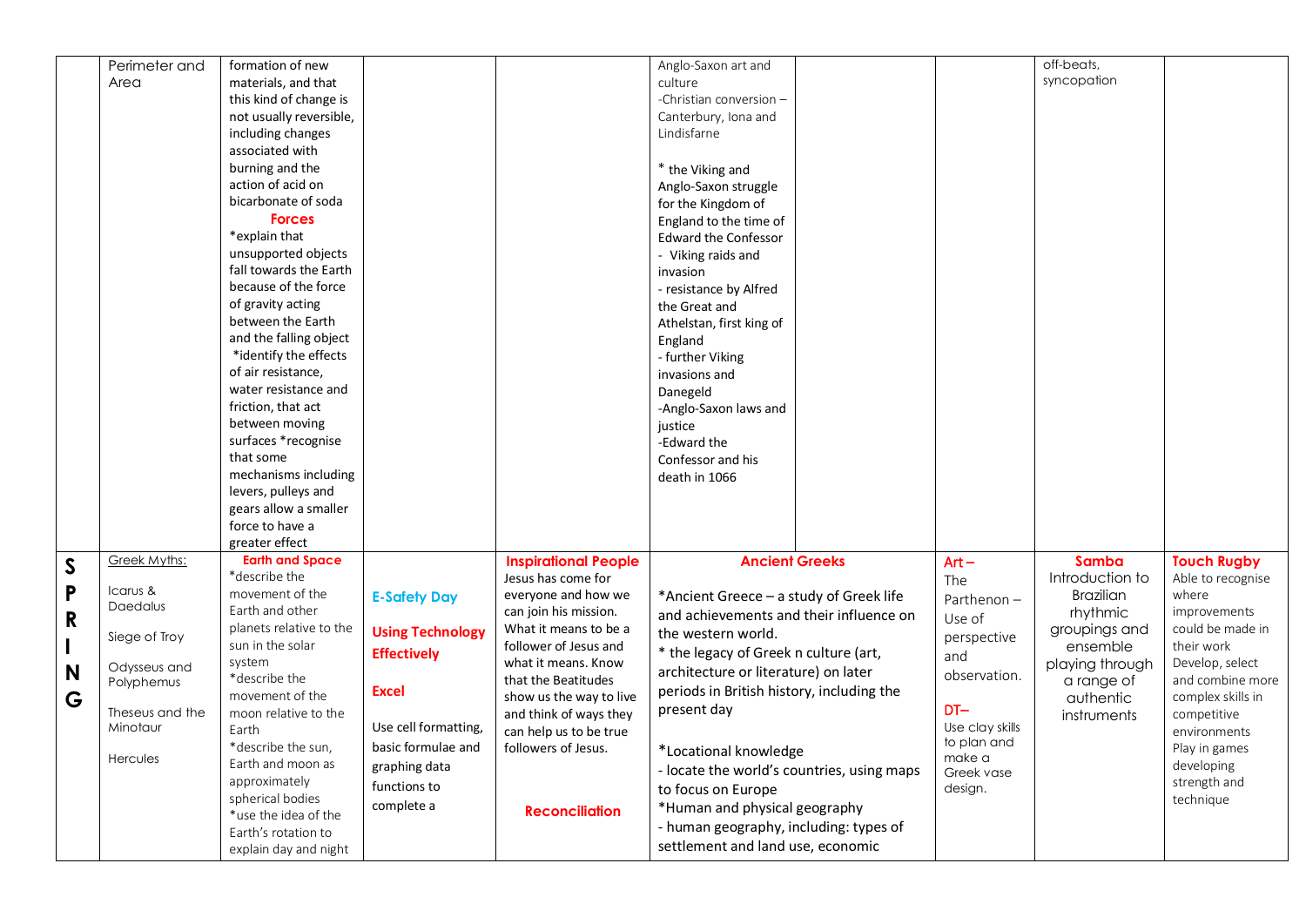| | | | | | | | | | |
|---|---|---|---|---|---|---|---|---|---|
| | Perimeter and Area | formation of new materials, and that this kind of change is not usually reversible, including changes associated with burning and the action of acid on bicarbonate of soda<br>**Forces**<br>*explain that unsupported objects fall towards the Earth because of the force of gravity acting between the Earth and the falling object *identify the effects of air resistance, water resistance and friction, that act between moving surfaces *recognise that some mechanisms including levers, pulleys and gears allow a smaller force to have a greater effect | | | Anglo-Saxon art and culture<br>-Christian conversion – Canterbury, Iona and Lindisfarne<br><br>* the Viking and Anglo-Saxon struggle for the Kingdom of England to the time of Edward the Confessor<br>- Viking raids and invasion<br>- resistance by Alfred the Great and Athelstan, first king of England<br>- further Viking invasions and Danegeld<br>-Anglo-Saxon laws and justice<br>-Edward the Confessor and his death in 1066 | | | off-beats, syncopation | |
| **SPRING** | Greek Myths:<br><br>Icarus & Daedalus<br><br>Siege of Troy<br><br>Odysseus and Polyphemus<br><br>Theseus and the Minotaur<br><br>Hercules | **Earth and Space**<br>*describe the movement of the Earth and other planets relative to the sun in the solar system<br>*describe the movement of the moon relative to the Earth<br>*describe the sun, Earth and moon as approximately spherical bodies<br>*use the idea of the Earth's rotation to explain day and night | **E-Safety Day**<br><br>**Using Technology Effectively**<br><br>**Excel**<br><br>Use cell formatting, basic formulae and graphing data functions to complete a | **Inspirational People**<br>Jesus has come for everyone and how we can join his mission. What it means to be a follower of Jesus and what it means. Know that the Beatitudes show us the way to live and think of ways they can help us to be true followers of Jesus.<br><br>**Reconciliation** | **Ancient Greeks**<br><br>*Ancient Greece – a study of Greek life and achievements and their influence on the western world.<br>* the legacy of Greek n culture (art, architecture or literature) on later periods in British history, including the present day<br><br>*Locational knowledge<br>- locate the world's countries, using maps to focus on Europe<br>*Human and physical geography<br>- human geography, including: types of settlement and land use, economic | | **Art –**<br>The Parthenon – Use of perspective and observation.<br><br>**DT–**<br>Use clay skills to plan and make a Greek vase design. | **Samba**<br>Introduction to Brazilian rhythmic groupings and ensemble playing through a range of authentic instruments | **Touch Rugby**<br>Able to recognise where improvements could be made in their work<br>Develop, select and combine more complex skills in competitive environments<br>Play in games developing strength and technique |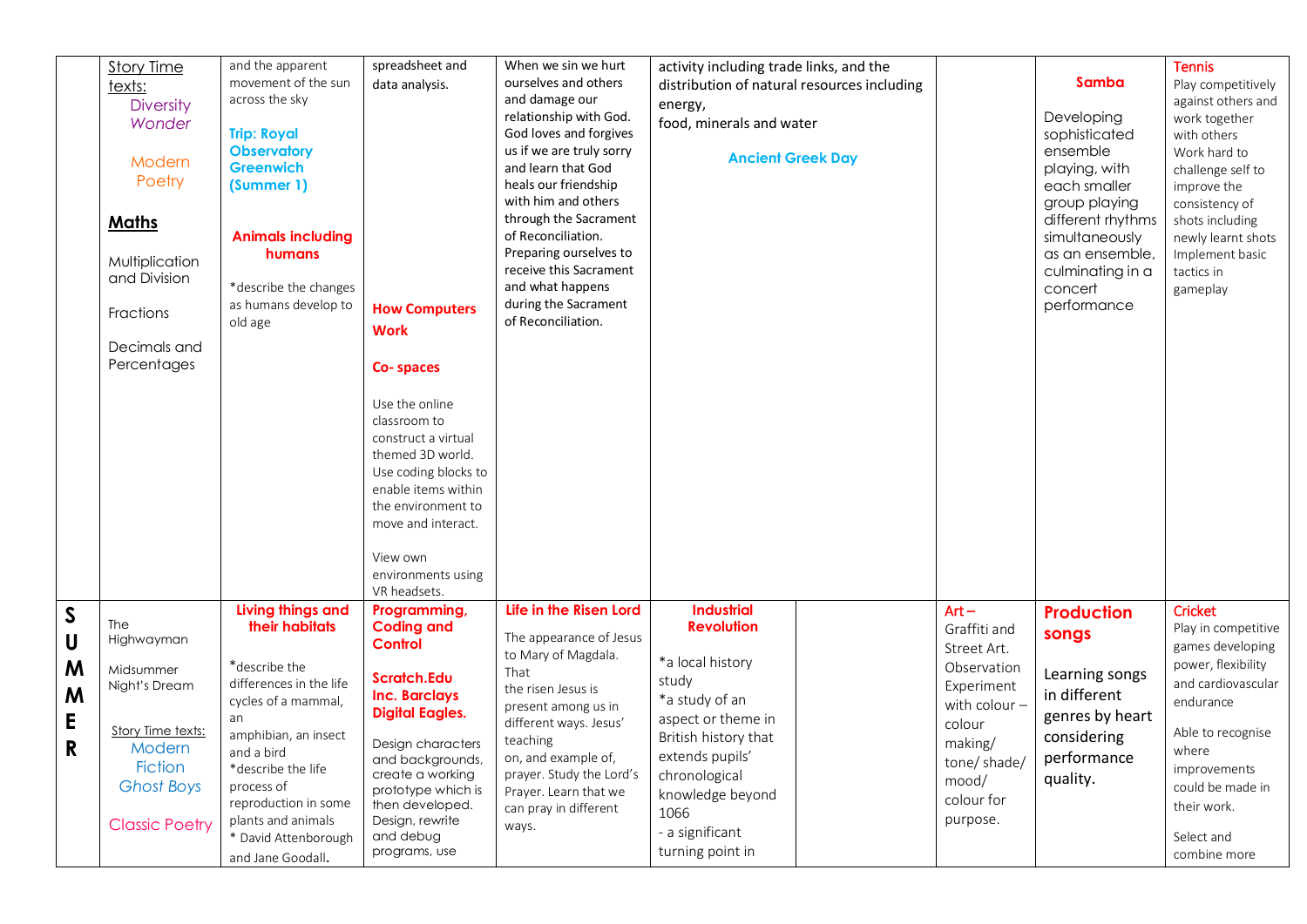| | | | | | | | | | |
|---|---|---|---|---|---|---|---|---|---|
| | Story Time texts: Diversity *Wonder* Modern Poetry **Maths** Multiplication and Division Fractions Decimals and Percentages | and the apparent movement of the sun across the sky **Trip: Royal Observatory Greenwich (Summer 1)** **Animals including humans** *describe the changes as humans develop to old age | spreadsheet and data analysis. **How Computers Work** **Co- spaces** Use the online classroom to construct a virtual themed 3D world. Use coding blocks to enable items within the environment to move and interact. View own environments using VR headsets. | When we sin we hurt ourselves and others and damage our relationship with God. God loves and forgives us if we are truly sorry and learn that God heals our friendship with him and others through the Sacrament of Reconciliation. Preparing ourselves to receive this Sacrament and what happens during the Sacrament of Reconciliation. | activity including trade links, and the distribution of natural resources including energy, food, minerals and water **Ancient Greek Day** | | | **Samba** Developing sophisticated ensemble playing, with each smaller group playing different rhythms simultaneously as an ensemble, culminating in a concert performance | **Tennis** Play competitively against others and work together with others Work hard to challenge self to improve the consistency of shots including newly learnt shots Implement basic tactics in gameplay |
| **SUMMER** | The Highwayman Midsummer Night's Dream Story Time texts: Modern Fiction *Ghost Boys* Classic Poetry | **Living things and their habitats** *describe the differences in the life cycles of a mammal, an amphibian, an insect and a bird *describe the life process of reproduction in some plants and animals * David Attenborough and Jane Goodall. | **Programming, Coding and Control** **Scratch.Edu Inc. Barclays Digital Eagles.** Design characters and backgrounds, create a working prototype which is then developed. Design, rewrite and debug programs, use | **Life in the Risen Lord** The appearance of Jesus to Mary of Magdala. That the risen Jesus is present among us in different ways. Jesus' teaching on, and example of, prayer. Study the Lord's Prayer. Learn that we can pray in different ways. | **Industrial Revolution** *a local history study *a study of an aspect or theme in British history that extends pupils' chronological knowledge beyond 1066 - a significant turning point in | | Art – Graffiti and Street Art. Observation Experiment with colour – colour making/ tone/ shade/ mood/ colour for purpose. | **Production songs** Learning songs in different genres by heart considering performance quality. | **Cricket** Play in competitive games developing power, flexibility and cardiovascular endurance Able to recognise where improvements could be made in their work. Select and combine more |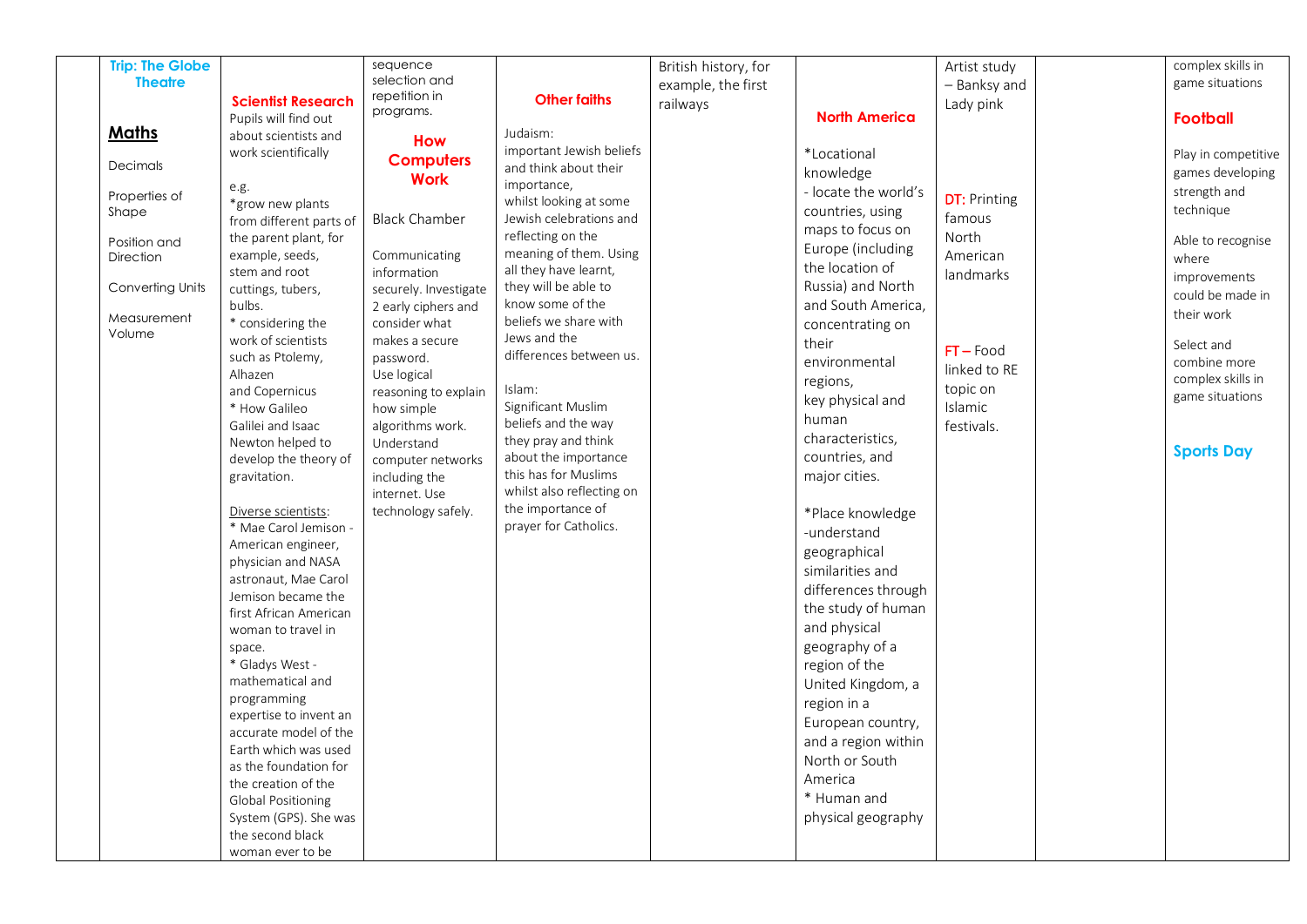| | | | | | | | | | |
|---|---|---|---|---|---|---|---|---|---|
| | **Trip: The Globe Theatre**<br><br>**Maths**<br><br>Decimals<br><br>Properties of Shape<br><br>Position and Direction<br><br>Converting Units<br><br>Measurement Volume | **Scientist Research**<br>Pupils will find out about scientists and work scientifically<br><br>e.g.<br>*grow new plants from different parts of the parent plant, for example, seeds, stem and root cuttings, tubers, bulbs.<br>* considering the work of scientists such as Ptolemy, Alhazen and Copernicus<br>* How Galileo Galilei and Isaac Newton helped to develop the theory of gravitation.<br><br>Diverse scientists:<br>* Mae Carol Jemison - American engineer, physician and NASA astronaut, Mae Carol Jemison became the first African American woman to travel in space.<br>* Gladys West - mathematical and programming expertise to invent an accurate model of the Earth which was used as the foundation for the creation of the Global Positioning System (GPS). She was the second black woman ever to be | sequence selection and repetition in programs.<br><br>**How Computers Work**<br><br>Black Chamber<br><br>Communicating information securely. Investigate 2 early ciphers and consider what makes a secure password.<br>Use logical reasoning to explain how simple algorithms work.<br>Understand computer networks including the internet. Use technology safely. | **Other faiths**<br><br>Judaism:<br>important Jewish beliefs and think about their importance, whilst looking at some Jewish celebrations and reflecting on the meaning of them. Using all they have learnt, they will be able to know some of the beliefs we share with Jews and the differences between us.<br><br>Islam:<br>Significant Muslim beliefs and the way they pray and think about the importance this has for Muslims whilst also reflecting on the importance of prayer for Catholics. | British history, for example, the first railways | **North America**<br><br>*Locational knowledge<br>- locate the world's countries, using maps to focus on Europe (including the location of Russia) and North and South America, concentrating on their environmental regions, key physical and human characteristics, countries, and major cities.<br><br>*Place knowledge -understand geographical similarities and differences through the study of human and physical geography of a region of the United Kingdom, a region in a European country, and a region within North or South America<br>* Human and physical geography | Artist study – Banksy and Lady pink<br><br>DT: Printing famous North American landmarks<br><br>FT – Food linked to RE topic on Islamic festivals. | | complex skills in game situations<br><br>**Football**<br><br>Play in competitive games developing strength and technique<br><br>Able to recognise where improvements could be made in their work<br><br>Select and combine more complex skills in game situations<br><br>**Sports Day** |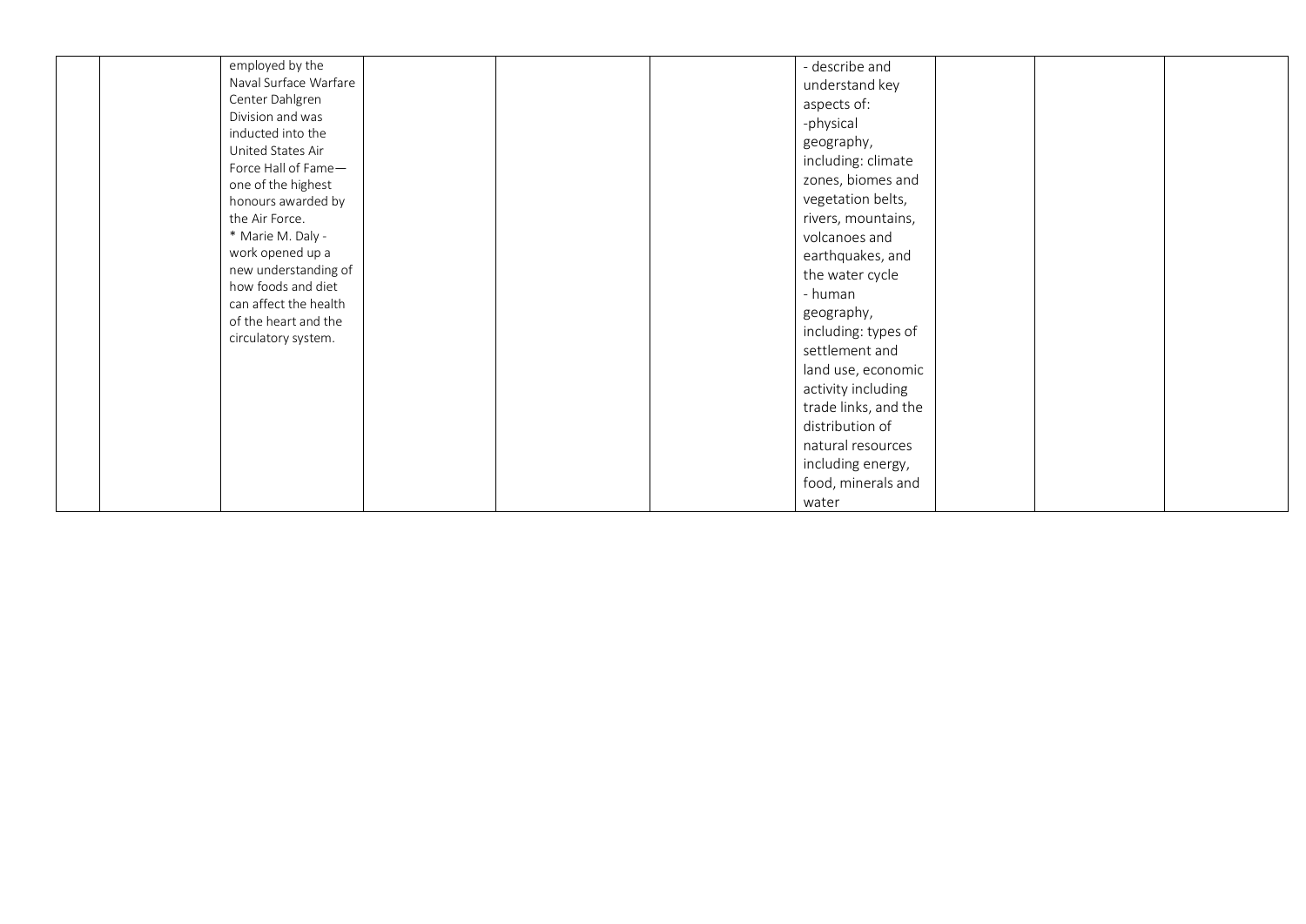| | | | | | | | | | |
|---|---|---|---|---|---|---|---|---|---|
| | | employed by the Naval Surface Warfare Center Dahlgren Division and was inducted into the United States Air Force Hall of Fame—one of the highest honours awarded by the Air Force.<br>* Marie M. Daly - work opened up a new understanding of how foods and diet can affect the health of the heart and the circulatory system. | | | | - describe and understand key aspects of:<br>-physical geography, including: climate zones, biomes and vegetation belts, rivers, mountains, volcanoes and earthquakes, and the water cycle<br>- human geography, including: types of settlement and land use, economic activity including trade links, and the distribution of natural resources including energy, food, minerals and water | | | |